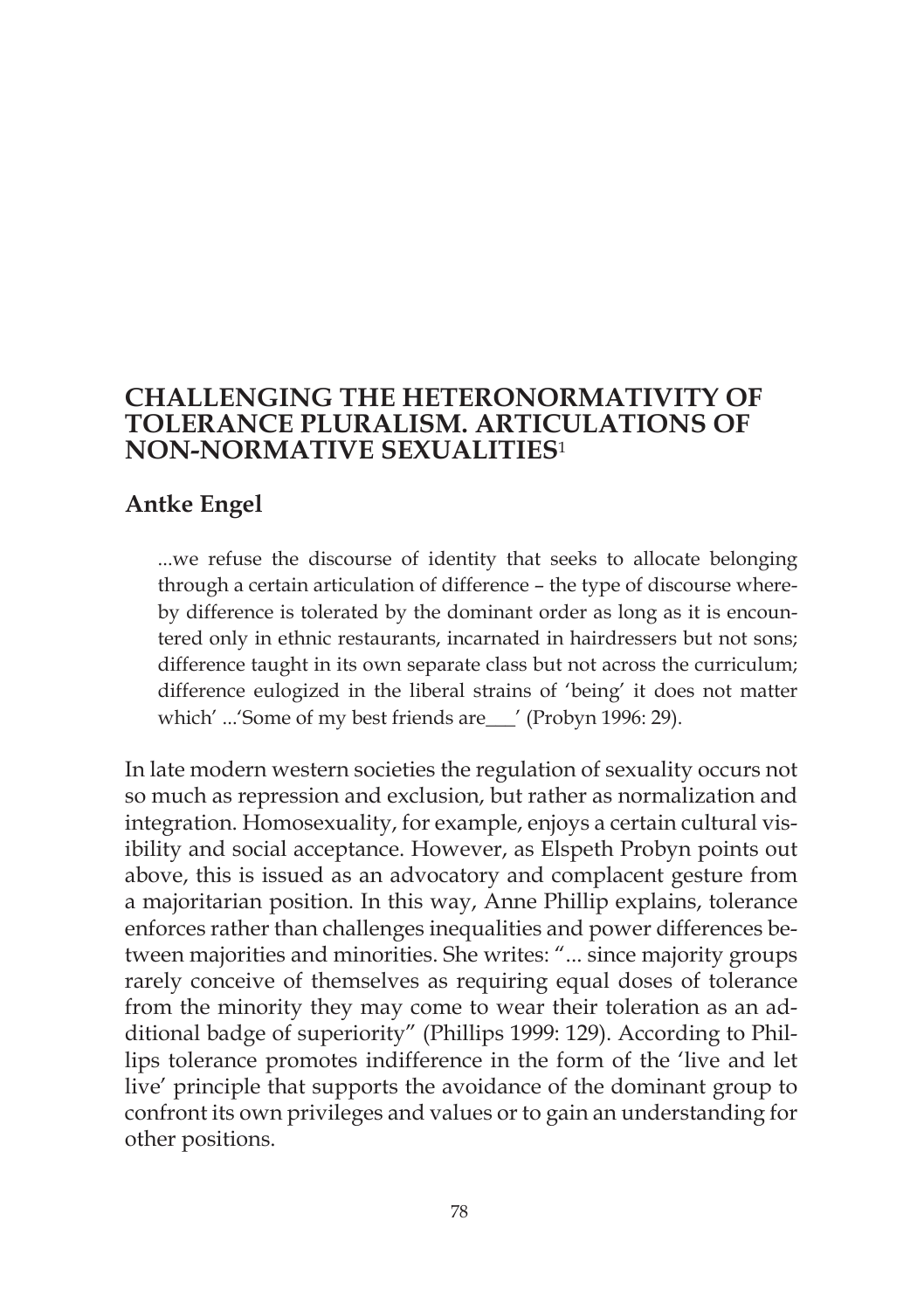# CHALLENGING THE HETERONORMATIVITY OF TOLERANCE PLURALISM. ARTICULATIONS OF NON-NORMATIVE SEXUALITIES[1]

## Antke Engel

> ...we refuse the discourse of identity that seeks to allocate belonging through a certain articulation of difference – the type of discourse whereby difference is tolerated by the dominant order as long as it is encountered only in ethnic restaurants, incarnated in hairdressers but not sons; difference taught in its own separate class but not across the curriculum; difference eulogized in the liberal strains of 'being' it does not matter which' ...'Some of my best friends are___' (Probyn 1996: 29).

In late modern western societies the regulation of sexuality occurs not so much as repression and exclusion, but rather as normalization and integration. Homosexuality, for example, enjoys a certain cultural visibility and social acceptance. However, as Elspeth Probyn points out above, this is issued as an advocatory and complacent gesture from a majoritarian position. In this way, Anne Phillip explains, tolerance enforces rather than challenges inequalities and power differences between majorities and minorities. She writes: "... since majority groups rarely conceive of themselves as requiring equal doses of tolerance from the minority they may come to wear their toleration as an additional badge of superiority" (Phillips 1999: 129). According to Phillips tolerance promotes indifference in the form of the 'live and let live' principle that supports the avoidance of the dominant group to confront its own privileges and values or to gain an understanding for other positions.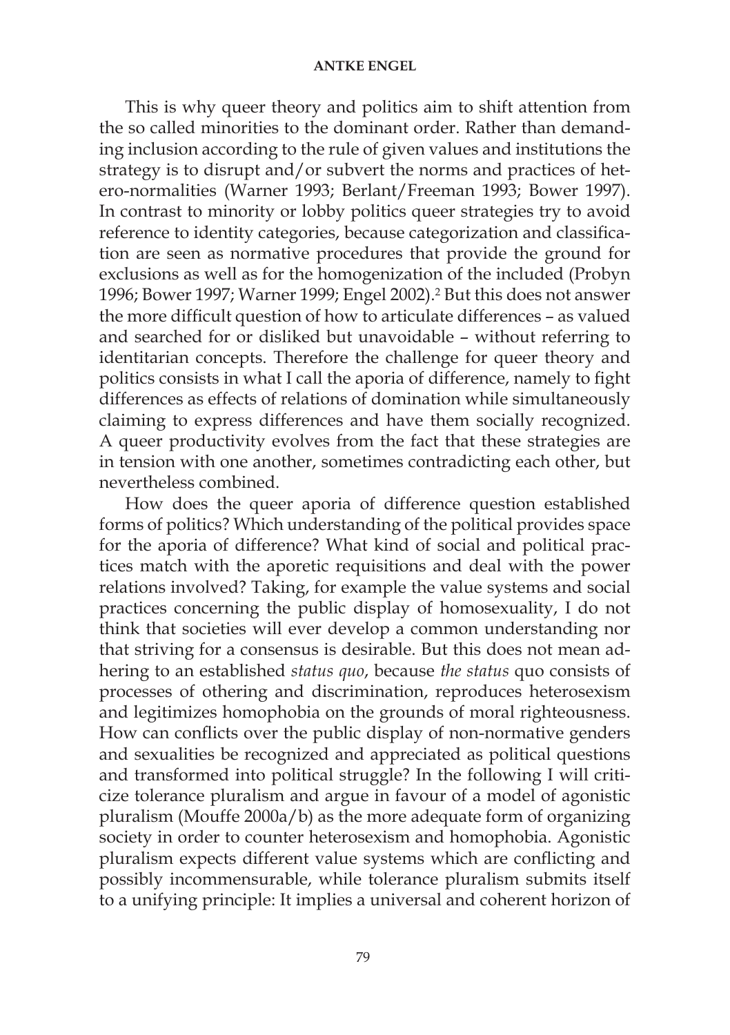This is why queer theory and politics aim to shift attention from the so called minorities to the dominant order. Rather than demanding inclusion according to the rule of given values and institutions the strategy is to disrupt and/or subvert the norms and practices of hetero-normalities (Warner 1993; Berlant/Freeman 1993; Bower 1997). In contrast to minority or lobby politics queer strategies try to avoid reference to identity categories, because categorization and classification are seen as normative procedures that provide the ground for exclusions as well as for the homogenization of the included (Probyn 1996; Bower 1997; Warner 1999; Engel 2002).[2] But this does not answer the more difficult question of how to articulate differences – as valued and searched for or disliked but unavoidable – without referring to identitarian concepts. Therefore the challenge for queer theory and politics consists in what I call the aporia of difference, namely to fight differences as effects of relations of domination while simultaneously claiming to express differences and have them socially recognized. A queer productivity evolves from the fact that these strategies are in tension with one another, sometimes contradicting each other, but nevertheless combined.

How does the queer aporia of difference question established forms of politics? Which understanding of the political provides space for the aporia of difference? What kind of social and political practices match with the aporetic requisitions and deal with the power relations involved? Taking, for example the value systems and social practices concerning the public display of homosexuality, I do not think that societies will ever develop a common understanding nor that striving for a consensus is desirable. But this does not mean adhering to an established *status quo*, because *the status* quo consists of processes of othering and discrimination, reproduces heterosexism and legitimizes homophobia on the grounds of moral righteousness. How can conflicts over the public display of non-normative genders and sexualities be recognized and appreciated as political questions and transformed into political struggle? In the following I will criticize tolerance pluralism and argue in favour of a model of agonistic pluralism (Mouffe 2000a/b) as the more adequate form of organizing society in order to counter heterosexism and homophobia. Agonistic pluralism expects different value systems which are conflicting and possibly incommensurable, while tolerance pluralism submits itself to a unifying principle: It implies a universal and coherent horizon of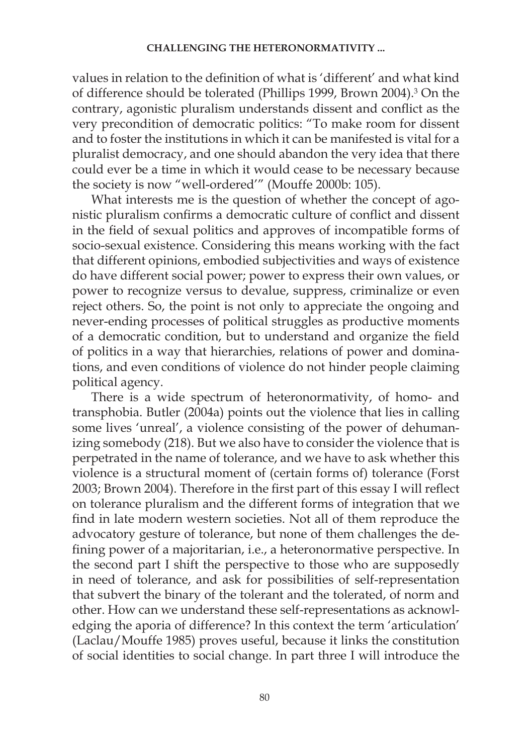values in relation to the definition of what is 'different' and what kind of difference should be tolerated (Phillips 1999, Brown 2004).[3] On the contrary, agonistic pluralism understands dissent and conflict as the very precondition of democratic politics: "To make room for dissent and to foster the institutions in which it can be manifested is vital for a pluralist democracy, and one should abandon the very idea that there could ever be a time in which it would cease to be necessary because the society is now "well-ordered'" (Mouffe 2000b: 105).

What interests me is the question of whether the concept of agonistic pluralism confirms a democratic culture of conflict and dissent in the field of sexual politics and approves of incompatible forms of socio-sexual existence. Considering this means working with the fact that different opinions, embodied subjectivities and ways of existence do have different social power; power to express their own values, or power to recognize versus to devalue, suppress, criminalize or even reject others. So, the point is not only to appreciate the ongoing and never-ending processes of political struggles as productive moments of a democratic condition, but to understand and organize the field of politics in a way that hierarchies, relations of power and dominations, and even conditions of violence do not hinder people claiming political agency.

There is a wide spectrum of heteronormativity, of homo- and transphobia. Butler (2004a) points out the violence that lies in calling some lives 'unreal', a violence consisting of the power of dehumanizing somebody (218). But we also have to consider the violence that is perpetrated in the name of tolerance, and we have to ask whether this violence is a structural moment of (certain forms of) tolerance (Forst 2003; Brown 2004). Therefore in the first part of this essay I will reflect on tolerance pluralism and the different forms of integration that we find in late modern western societies. Not all of them reproduce the advocatory gesture of tolerance, but none of them challenges the defining power of a majoritarian, i.e., a heteronormative perspective. In the second part I shift the perspective to those who are supposedly in need of tolerance, and ask for possibilities of self-representation that subvert the binary of the tolerant and the tolerated, of norm and other. How can we understand these self-representations as acknowledging the aporia of difference? In this context the term 'articulation' (Laclau/Mouffe 1985) proves useful, because it links the constitution of social identities to social change. In part three I will introduce the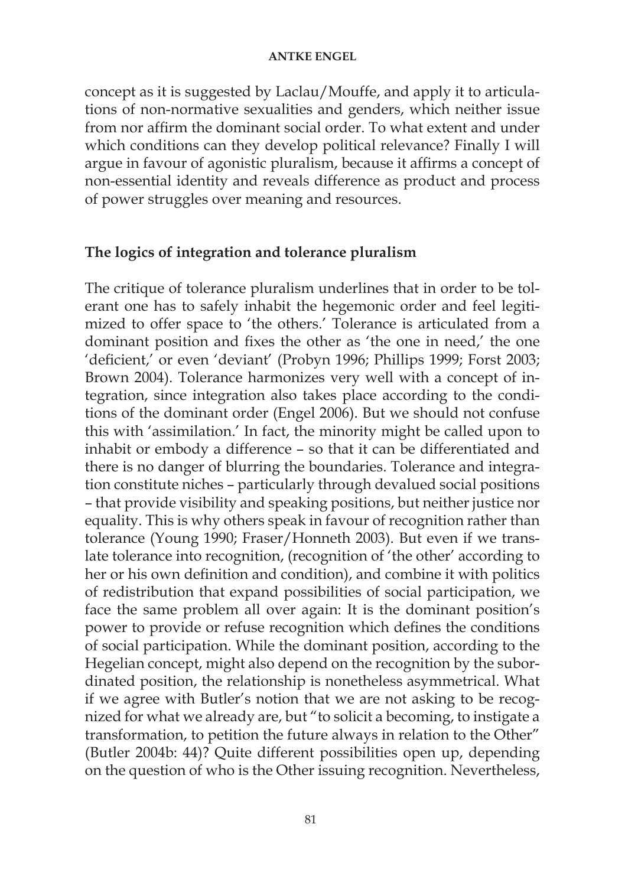concept as it is suggested by Laclau/Mouffe, and apply it to articulations of non-normative sexualities and genders, which neither issue from nor affirm the dominant social order. To what extent and under which conditions can they develop political relevance? Finally I will argue in favour of agonistic pluralism, because it affirms a concept of non-essential identity and reveals difference as product and process of power struggles over meaning and resources.

## The logics of integration and tolerance pluralism

The critique of tolerance pluralism underlines that in order to be tolerant one has to safely inhabit the hegemonic order and feel legitimized to offer space to 'the others.' Tolerance is articulated from a dominant position and fixes the other as 'the one in need,' the one 'deficient,' or even 'deviant' (Probyn 1996; Phillips 1999; Forst 2003; Brown 2004). Tolerance harmonizes very well with a concept of integration, since integration also takes place according to the conditions of the dominant order (Engel 2006). But we should not confuse this with 'assimilation.' In fact, the minority might be called upon to inhabit or embody a difference – so that it can be differentiated and there is no danger of blurring the boundaries. Tolerance and integration constitute niches – particularly through devalued social positions – that provide visibility and speaking positions, but neither justice nor equality. This is why others speak in favour of recognition rather than tolerance (Young 1990; Fraser/Honneth 2003). But even if we translate tolerance into recognition, (recognition of 'the other' according to her or his own definition and condition), and combine it with politics of redistribution that expand possibilities of social participation, we face the same problem all over again: It is the dominant position's power to provide or refuse recognition which defines the conditions of social participation. While the dominant position, according to the Hegelian concept, might also depend on the recognition by the subordinated position, the relationship is nonetheless asymmetrical. What if we agree with Butler's notion that we are not asking to be recognized for what we already are, but "to solicit a becoming, to instigate a transformation, to petition the future always in relation to the Other" (Butler 2004b: 44)? Quite different possibilities open up, depending on the question of who is the Other issuing recognition. Nevertheless,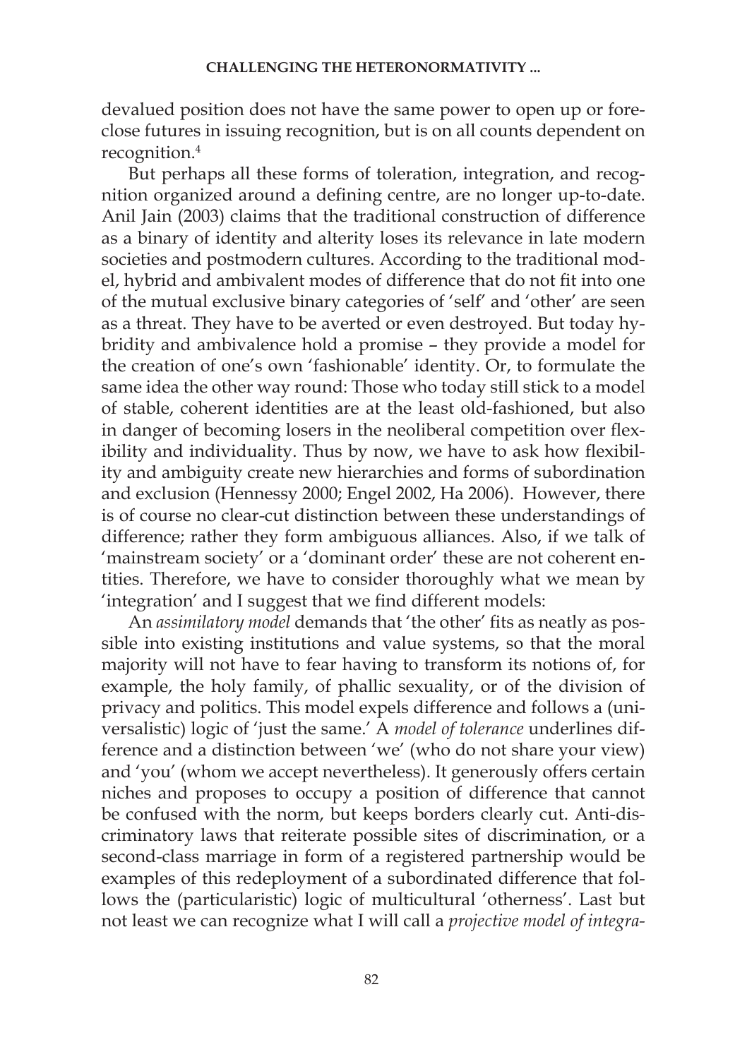devalued position does not have the same power to open up or foreclose futures in issuing recognition, but is on all counts dependent on recognition.[4]

But perhaps all these forms of toleration, integration, and recognition organized around a defining centre, are no longer up-to-date. Anil Jain (2003) claims that the traditional construction of difference as a binary of identity and alterity loses its relevance in late modern societies and postmodern cultures. According to the traditional model, hybrid and ambivalent modes of difference that do not fit into one of the mutual exclusive binary categories of 'self' and 'other' are seen as a threat. They have to be averted or even destroyed. But today hybridity and ambivalence hold a promise – they provide a model for the creation of one's own 'fashionable' identity. Or, to formulate the same idea the other way round: Those who today still stick to a model of stable, coherent identities are at the least old-fashioned, but also in danger of becoming losers in the neoliberal competition over flexibility and individuality. Thus by now, we have to ask how flexibility and ambiguity create new hierarchies and forms of subordination and exclusion (Hennessy 2000; Engel 2002, Ha 2006). However, there is of course no clear-cut distinction between these understandings of difference; rather they form ambiguous alliances. Also, if we talk of 'mainstream society' or a 'dominant order' these are not coherent entities. Therefore, we have to consider thoroughly what we mean by 'integration' and I suggest that we find different models:

An *assimilatory model* demands that 'the other' fits as neatly as possible into existing institutions and value systems, so that the moral majority will not have to fear having to transform its notions of, for example, the holy family, of phallic sexuality, or of the division of privacy and politics. This model expels difference and follows a (universalistic) logic of 'just the same.' A *model of tolerance* underlines difference and a distinction between 'we' (who do not share your view) and 'you' (whom we accept nevertheless). It generously offers certain niches and proposes to occupy a position of difference that cannot be confused with the norm, but keeps borders clearly cut. Anti-discriminatory laws that reiterate possible sites of discrimination, or a second-class marriage in form of a registered partnership would be examples of this redeployment of a subordinated difference that follows the (particularistic) logic of multicultural 'otherness'. Last but not least we can recognize what I will call a *projective model of integra-*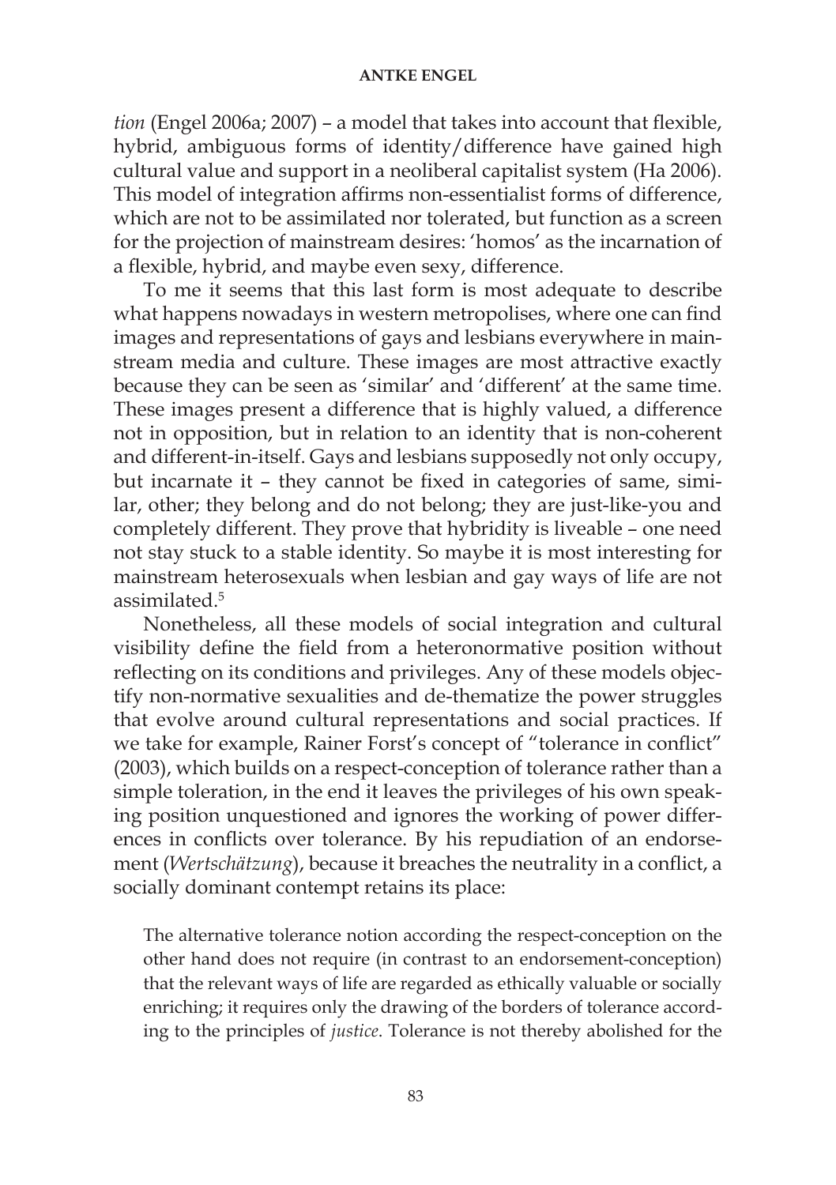*tion* (Engel 2006a; 2007) – a model that takes into account that flexible, hybrid, ambiguous forms of identity/difference have gained high cultural value and support in a neoliberal capitalist system (Ha 2006). This model of integration affirms non-essentialist forms of difference, which are not to be assimilated nor tolerated, but function as a screen for the projection of mainstream desires: 'homos' as the incarnation of a flexible, hybrid, and maybe even sexy, difference.

To me it seems that this last form is most adequate to describe what happens nowadays in western metropolises, where one can find images and representations of gays and lesbians everywhere in mainstream media and culture. These images are most attractive exactly because they can be seen as 'similar' and 'different' at the same time. These images present a difference that is highly valued, a difference not in opposition, but in relation to an identity that is non-coherent and different-in-itself. Gays and lesbians supposedly not only occupy, but incarnate it – they cannot be fixed in categories of same, similar, other; they belong and do not belong; they are just-like-you and completely different. They prove that hybridity is liveable – one need not stay stuck to a stable identity. So maybe it is most interesting for mainstream heterosexuals when lesbian and gay ways of life are not assimilated.[5]

Nonetheless, all these models of social integration and cultural visibility define the field from a heteronormative position without reflecting on its conditions and privileges. Any of these models objectify non-normative sexualities and de-thematize the power struggles that evolve around cultural representations and social practices. If we take for example, Rainer Forst's concept of "tolerance in conflict" (2003), which builds on a respect-conception of tolerance rather than a simple toleration, in the end it leaves the privileges of his own speaking position unquestioned and ignores the working of power differences in conflicts over tolerance. By his repudiation of an endorsement (*Wertschätzung*), because it breaches the neutrality in a conflict, a socially dominant contempt retains its place:

> The alternative tolerance notion according the respect-conception on the other hand does not require (in contrast to an endorsement-conception) that the relevant ways of life are regarded as ethically valuable or socially enriching; it requires only the drawing of the borders of tolerance according to the principles of *justice*. Tolerance is not thereby abolished for the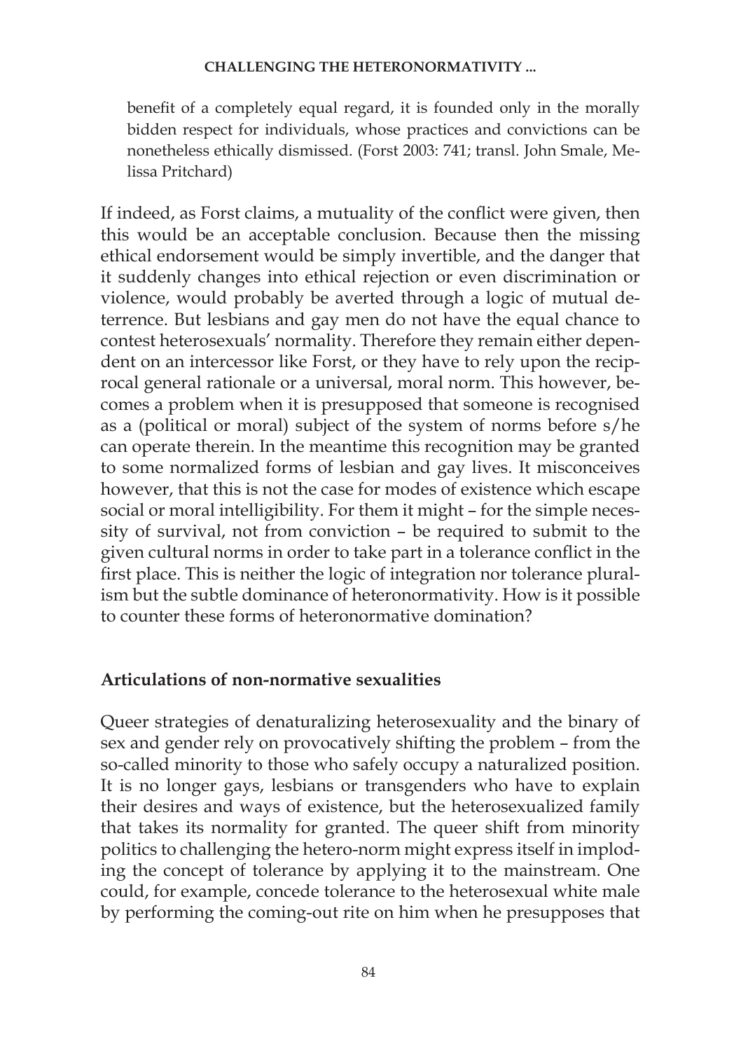> benefit of a completely equal regard, it is founded only in the morally bidden respect for individuals, whose practices and convictions can be nonetheless ethically dismissed. (Forst 2003: 741; transl. John Smale, Melissa Pritchard)

If indeed, as Forst claims, a mutuality of the conflict were given, then this would be an acceptable conclusion. Because then the missing ethical endorsement would be simply invertible, and the danger that it suddenly changes into ethical rejection or even discrimination or violence, would probably be averted through a logic of mutual deterrence. But lesbians and gay men do not have the equal chance to contest heterosexuals' normality. Therefore they remain either dependent on an intercessor like Forst, or they have to rely upon the reciprocal general rationale or a universal, moral norm. This however, becomes a problem when it is presupposed that someone is recognised as a (political or moral) subject of the system of norms before s/he can operate therein. In the meantime this recognition may be granted to some normalized forms of lesbian and gay lives. It misconceives however, that this is not the case for modes of existence which escape social or moral intelligibility. For them it might – for the simple necessity of survival, not from conviction – be required to submit to the given cultural norms in order to take part in a tolerance conflict in the first place. This is neither the logic of integration nor tolerance pluralism but the subtle dominance of heteronormativity. How is it possible to counter these forms of heteronormative domination?

## Articulations of non-normative sexualities

Queer strategies of denaturalizing heterosexuality and the binary of sex and gender rely on provocatively shifting the problem – from the so-called minority to those who safely occupy a naturalized position. It is no longer gays, lesbians or transgenders who have to explain their desires and ways of existence, but the heterosexualized family that takes its normality for granted. The queer shift from minority politics to challenging the hetero-norm might express itself in imploding the concept of tolerance by applying it to the mainstream. One could, for example, concede tolerance to the heterosexual white male by performing the coming-out rite on him when he presupposes that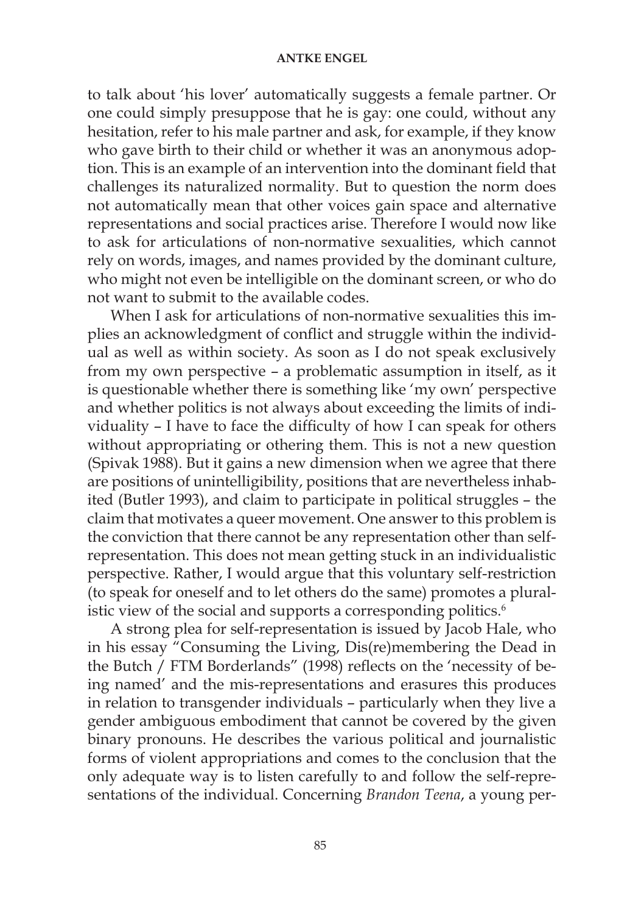to talk about 'his lover' automatically suggests a female partner. Or one could simply presuppose that he is gay: one could, without any hesitation, refer to his male partner and ask, for example, if they know who gave birth to their child or whether it was an anonymous adoption. This is an example of an intervention into the dominant field that challenges its naturalized normality. But to question the norm does not automatically mean that other voices gain space and alternative representations and social practices arise. Therefore I would now like to ask for articulations of non-normative sexualities, which cannot rely on words, images, and names provided by the dominant culture, who might not even be intelligible on the dominant screen, or who do not want to submit to the available codes.

When I ask for articulations of non-normative sexualities this implies an acknowledgment of conflict and struggle within the individual as well as within society. As soon as I do not speak exclusively from my own perspective – a problematic assumption in itself, as it is questionable whether there is something like 'my own' perspective and whether politics is not always about exceeding the limits of individuality – I have to face the difficulty of how I can speak for others without appropriating or othering them. This is not a new question (Spivak 1988). But it gains a new dimension when we agree that there are positions of unintelligibility, positions that are nevertheless inhabited (Butler 1993), and claim to participate in political struggles – the claim that motivates a queer movement. One answer to this problem is the conviction that there cannot be any representation other than self-representation. This does not mean getting stuck in an individualistic perspective. Rather, I would argue that this voluntary self-restriction (to speak for oneself and to let others do the same) promotes a pluralistic view of the social and supports a corresponding politics.[6]

A strong plea for self-representation is issued by Jacob Hale, who in his essay "Consuming the Living, Dis(re)membering the Dead in the Butch / FTM Borderlands" (1998) reflects on the 'necessity of being named' and the mis-representations and erasures this produces in relation to transgender individuals – particularly when they live a gender ambiguous embodiment that cannot be covered by the given binary pronouns. He describes the various political and journalistic forms of violent appropriations and comes to the conclusion that the only adequate way is to listen carefully to and follow the self-representations of the individual. Concerning *Brandon Teena*, a young per-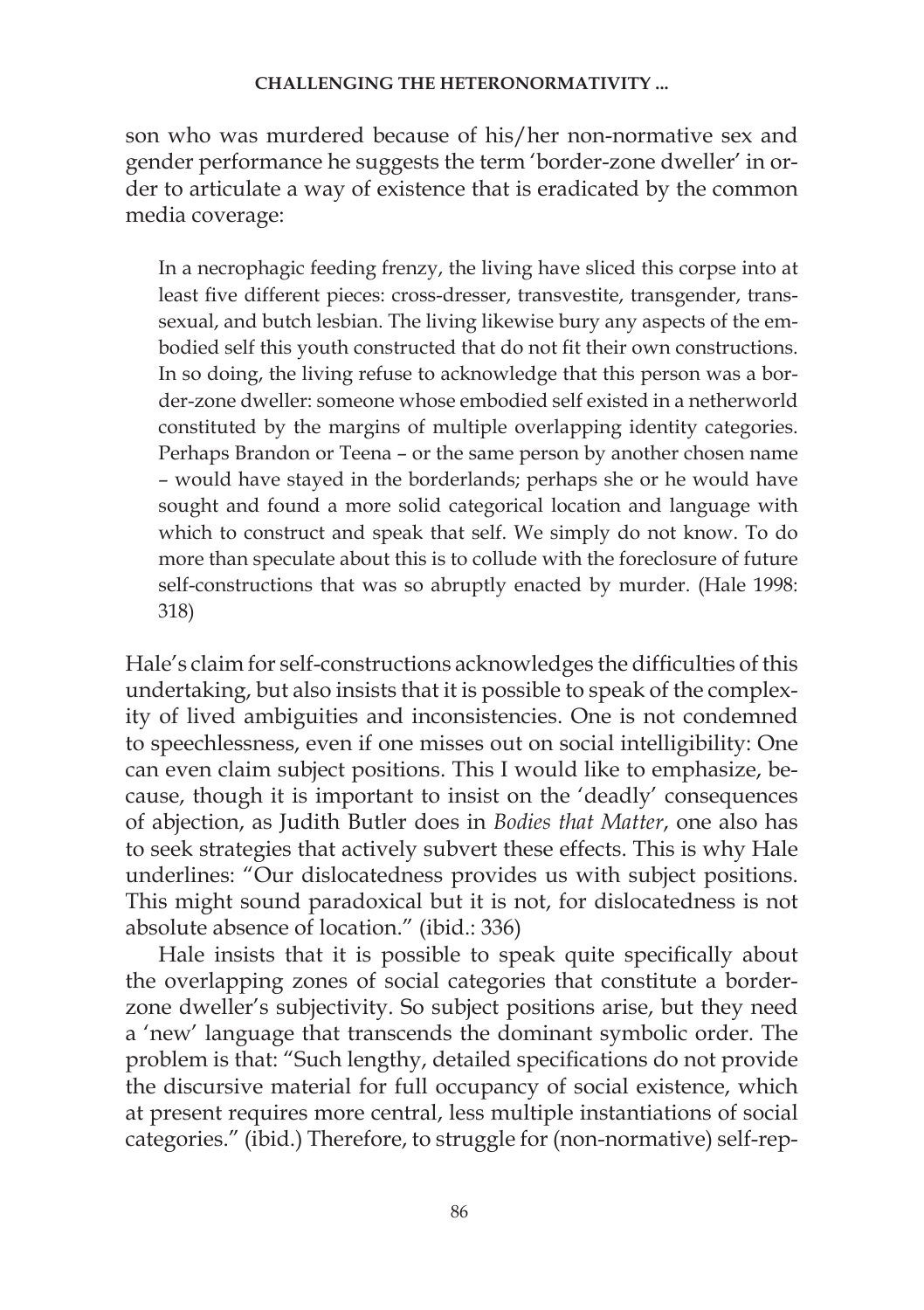son who was murdered because of his/her non-normative sex and gender performance he suggests the term 'border-zone dweller' in order to articulate a way of existence that is eradicated by the common media coverage:

> In a necrophagic feeding frenzy, the living have sliced this corpse into at least five different pieces: cross-dresser, transvestite, transgender, transsexual, and butch lesbian. The living likewise bury any aspects of the embodied self this youth constructed that do not fit their own constructions. In so doing, the living refuse to acknowledge that this person was a border-zone dweller: someone whose embodied self existed in a netherworld constituted by the margins of multiple overlapping identity categories. Perhaps Brandon or Teena – or the same person by another chosen name – would have stayed in the borderlands; perhaps she or he would have sought and found a more solid categorical location and language with which to construct and speak that self. We simply do not know. To do more than speculate about this is to collude with the foreclosure of future self-constructions that was so abruptly enacted by murder. (Hale 1998: 318)

Hale's claim for self-constructions acknowledges the difficulties of this undertaking, but also insists that it is possible to speak of the complexity of lived ambiguities and inconsistencies. One is not condemned to speechlessness, even if one misses out on social intelligibility: One can even claim subject positions. This I would like to emphasize, because, though it is important to insist on the 'deadly' consequences of abjection, as Judith Butler does in *Bodies that Matter*, one also has to seek strategies that actively subvert these effects. This is why Hale underlines: "Our dislocatedness provides us with subject positions. This might sound paradoxical but it is not, for dislocatedness is not absolute absence of location." (ibid.: 336)

Hale insists that it is possible to speak quite specifically about the overlapping zones of social categories that constitute a border-zone dweller's subjectivity. So subject positions arise, but they need a 'new' language that transcends the dominant symbolic order. The problem is that: "Such lengthy, detailed specifications do not provide the discursive material for full occupancy of social existence, which at present requires more central, less multiple instantiations of social categories." (ibid.) Therefore, to struggle for (non-normative) self-rep-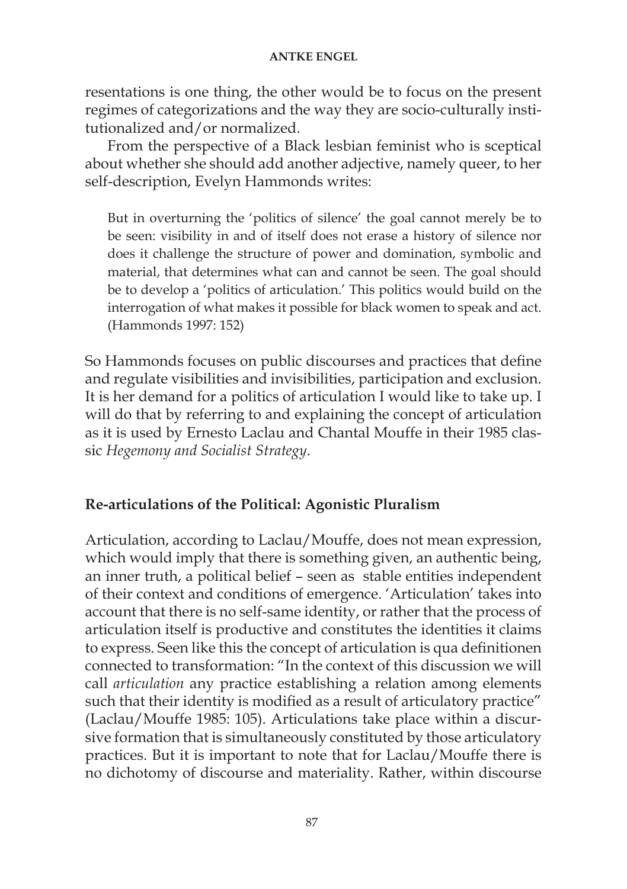resentations is one thing, the other would be to focus on the present regimes of categorizations and the way they are socio-culturally institutionalized and/or normalized.

From the perspective of a Black lesbian feminist who is sceptical about whether she should add another adjective, namely queer, to her self-description, Evelyn Hammonds writes:

> But in overturning the 'politics of silence' the goal cannot merely be to be seen: visibility in and of itself does not erase a history of silence nor does it challenge the structure of power and domination, symbolic and material, that determines what can and cannot be seen. The goal should be to develop a 'politics of articulation.' This politics would build on the interrogation of what makes it possible for black women to speak and act. (Hammonds 1997: 152)

So Hammonds focuses on public discourses and practices that define and regulate visibilities and invisibilities, participation and exclusion. It is her demand for a politics of articulation I would like to take up. I will do that by referring to and explaining the concept of articulation as it is used by Ernesto Laclau and Chantal Mouffe in their 1985 classic *Hegemony and Socialist Strategy*.

## Re-articulations of the Political: Agonistic Pluralism

Articulation, according to Laclau/Mouffe, does not mean expression, which would imply that there is something given, an authentic being, an inner truth, a political belief – seen as stable entities independent of their context and conditions of emergence. 'Articulation' takes into account that there is no self-same identity, or rather that the process of articulation itself is productive and constitutes the identities it claims to express. Seen like this the concept of articulation is qua definitionen connected to transformation: "In the context of this discussion we will call *articulation* any practice establishing a relation among elements such that their identity is modified as a result of articulatory practice" (Laclau/Mouffe 1985: 105). Articulations take place within a discursive formation that is simultaneously constituted by those articulatory practices. But it is important to note that for Laclau/Mouffe there is no dichotomy of discourse and materiality. Rather, within discourse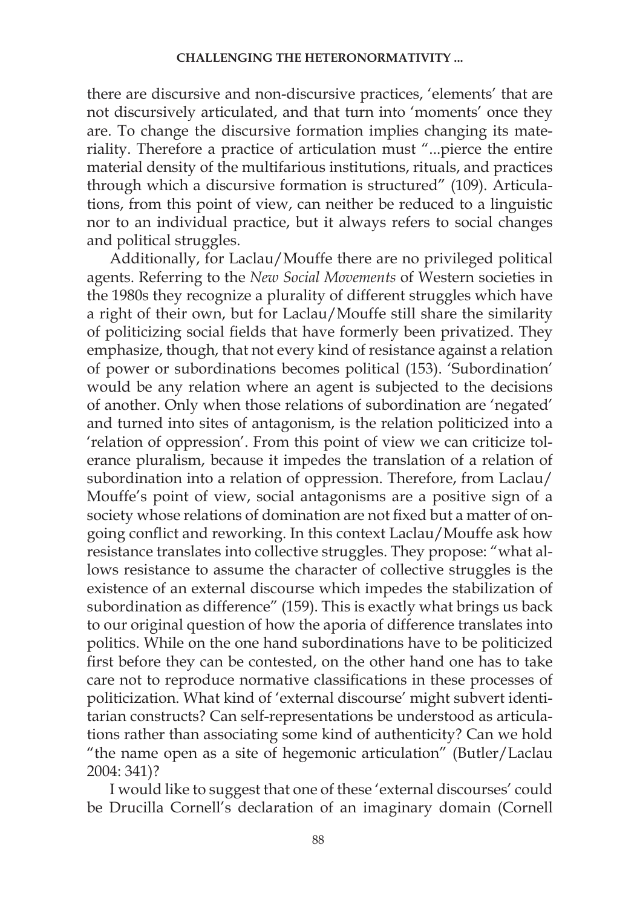there are discursive and non-discursive practices, 'elements' that are not discursively articulated, and that turn into 'moments' once they are. To change the discursive formation implies changing its materiality. Therefore a practice of articulation must "...pierce the entire material density of the multifarious institutions, rituals, and practices through which a discursive formation is structured" (109). Articulations, from this point of view, can neither be reduced to a linguistic nor to an individual practice, but it always refers to social changes and political struggles.

Additionally, for Laclau/Mouffe there are no privileged political agents. Referring to the *New Social Movements* of Western societies in the 1980s they recognize a plurality of different struggles which have a right of their own, but for Laclau/Mouffe still share the similarity of politicizing social fields that have formerly been privatized. They emphasize, though, that not every kind of resistance against a relation of power or subordinations becomes political (153). 'Subordination' would be any relation where an agent is subjected to the decisions of another. Only when those relations of subordination are 'negated' and turned into sites of antagonism, is the relation politicized into a 'relation of oppression'. From this point of view we can criticize tolerance pluralism, because it impedes the translation of a relation of subordination into a relation of oppression. Therefore, from Laclau/Mouffe's point of view, social antagonisms are a positive sign of a society whose relations of domination are not fixed but a matter of ongoing conflict and reworking. In this context Laclau/Mouffe ask how resistance translates into collective struggles. They propose: "what allows resistance to assume the character of collective struggles is the existence of an external discourse which impedes the stabilization of subordination as difference" (159). This is exactly what brings us back to our original question of how the aporia of difference translates into politics. While on the one hand subordinations have to be politicized first before they can be contested, on the other hand one has to take care not to reproduce normative classifications in these processes of politicization. What kind of 'external discourse' might subvert identitarian constructs? Can self-representations be understood as articulations rather than associating some kind of authenticity? Can we hold "the name open as a site of hegemonic articulation" (Butler/Laclau 2004: 341)?

I would like to suggest that one of these 'external discourses' could be Drucilla Cornell's declaration of an imaginary domain (Cornell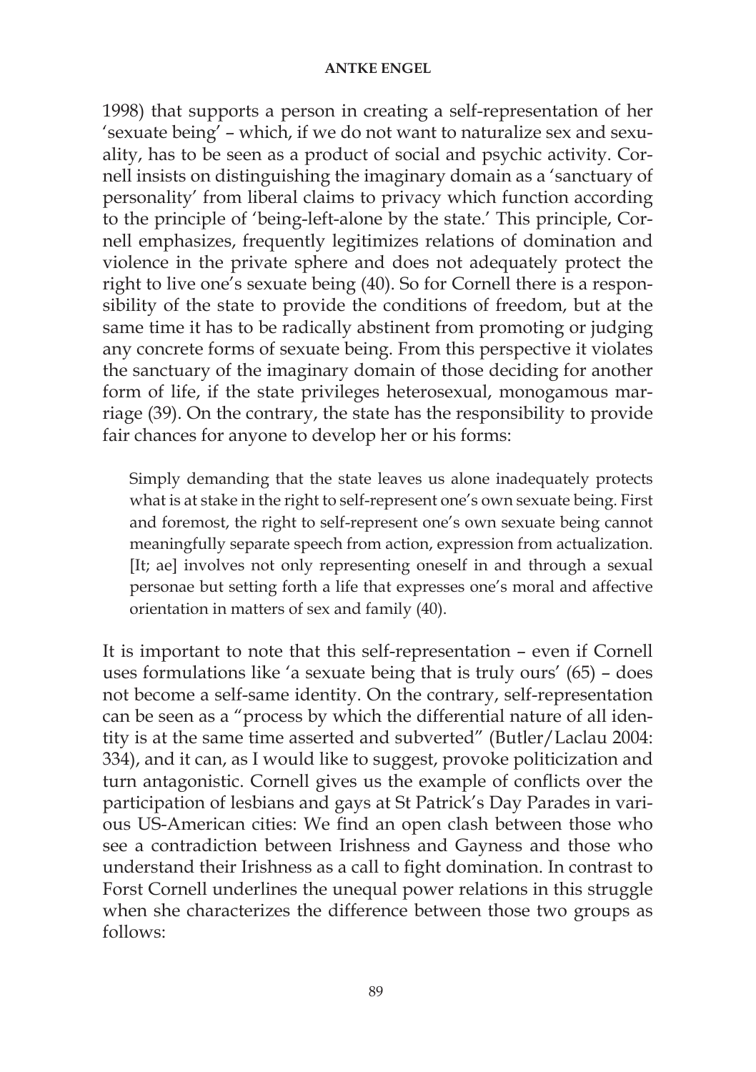1998) that supports a person in creating a self-representation of her 'sexuate being' – which, if we do not want to naturalize sex and sexuality, has to be seen as a product of social and psychic activity. Cornell insists on distinguishing the imaginary domain as a 'sanctuary of personality' from liberal claims to privacy which function according to the principle of 'being-left-alone by the state.' This principle, Cornell emphasizes, frequently legitimizes relations of domination and violence in the private sphere and does not adequately protect the right to live one's sexuate being (40). So for Cornell there is a responsibility of the state to provide the conditions of freedom, but at the same time it has to be radically abstinent from promoting or judging any concrete forms of sexuate being. From this perspective it violates the sanctuary of the imaginary domain of those deciding for another form of life, if the state privileges heterosexual, monogamous marriage (39). On the contrary, the state has the responsibility to provide fair chances for anyone to develop her or his forms:

> Simply demanding that the state leaves us alone inadequately protects what is at stake in the right to self-represent one's own sexuate being. First and foremost, the right to self-represent one's own sexuate being cannot meaningfully separate speech from action, expression from actualization. [It; ae] involves not only representing oneself in and through a sexual personae but setting forth a life that expresses one's moral and affective orientation in matters of sex and family (40).

It is important to note that this self-representation – even if Cornell uses formulations like 'a sexuate being that is truly ours' (65) – does not become a self-same identity. On the contrary, self-representation can be seen as a "process by which the differential nature of all identity is at the same time asserted and subverted" (Butler/Laclau 2004: 334), and it can, as I would like to suggest, provoke politicization and turn antagonistic. Cornell gives us the example of conflicts over the participation of lesbians and gays at St Patrick's Day Parades in various US-American cities: We find an open clash between those who see a contradiction between Irishness and Gayness and those who understand their Irishness as a call to fight domination. In contrast to Forst Cornell underlines the unequal power relations in this struggle when she characterizes the difference between those two groups as follows: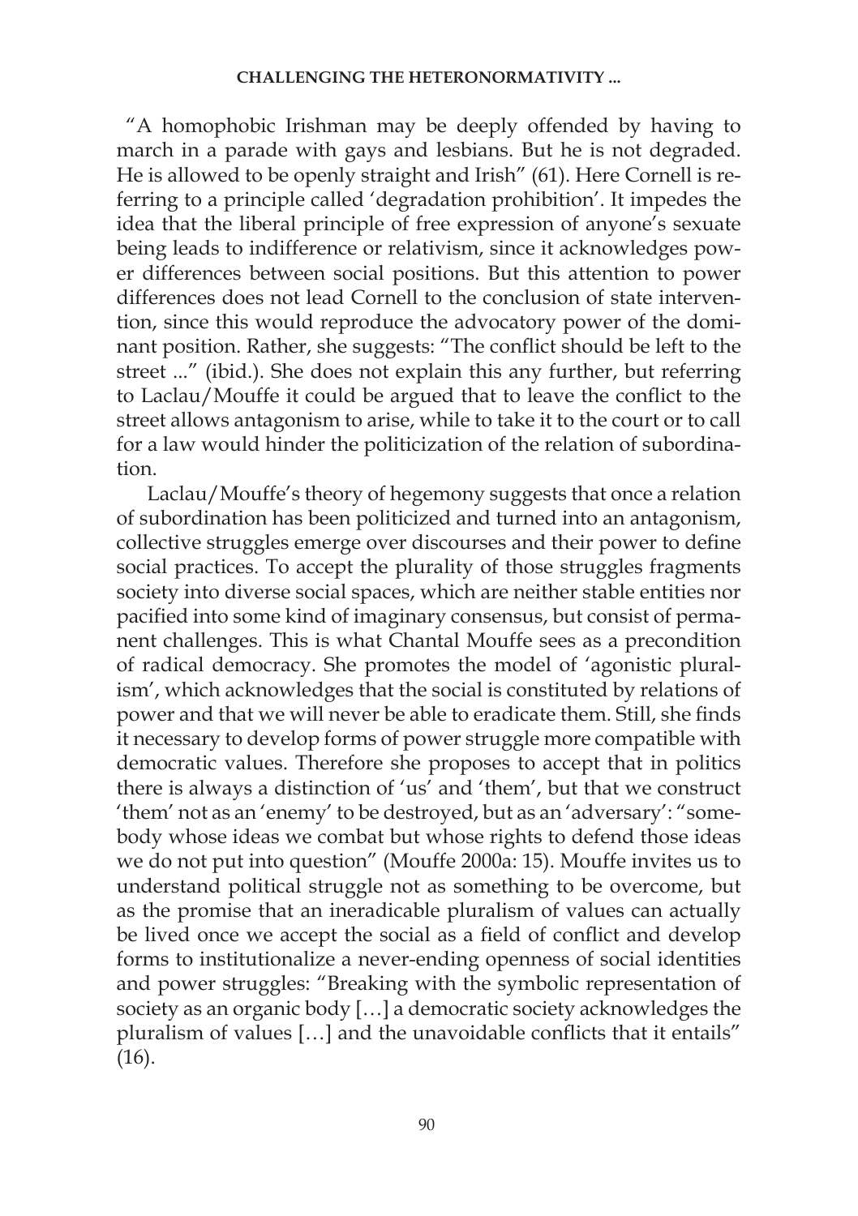"A homophobic Irishman may be deeply offended by having to march in a parade with gays and lesbians. But he is not degraded. He is allowed to be openly straight and Irish" (61). Here Cornell is referring to a principle called 'degradation prohibition'. It impedes the idea that the liberal principle of free expression of anyone's sexuate being leads to indifference or relativism, since it acknowledges power differences between social positions. But this attention to power differences does not lead Cornell to the conclusion of state intervention, since this would reproduce the advocatory power of the dominant position. Rather, she suggests: "The conflict should be left to the street ..." (ibid.). She does not explain this any further, but referring to Laclau/Mouffe it could be argued that to leave the conflict to the street allows antagonism to arise, while to take it to the court or to call for a law would hinder the politicization of the relation of subordination.

Laclau/Mouffe's theory of hegemony suggests that once a relation of subordination has been politicized and turned into an antagonism, collective struggles emerge over discourses and their power to define social practices. To accept the plurality of those struggles fragments society into diverse social spaces, which are neither stable entities nor pacified into some kind of imaginary consensus, but consist of permanent challenges. This is what Chantal Mouffe sees as a precondition of radical democracy. She promotes the model of 'agonistic pluralism', which acknowledges that the social is constituted by relations of power and that we will never be able to eradicate them. Still, she finds it necessary to develop forms of power struggle more compatible with democratic values. Therefore she proposes to accept that in politics there is always a distinction of 'us' and 'them', but that we construct 'them' not as an 'enemy' to be destroyed, but as an 'adversary': "somebody whose ideas we combat but whose rights to defend those ideas we do not put into question" (Mouffe 2000a: 15). Mouffe invites us to understand political struggle not as something to be overcome, but as the promise that an ineradicable pluralism of values can actually be lived once we accept the social as a field of conflict and develop forms to institutionalize a never-ending openness of social identities and power struggles: "Breaking with the symbolic representation of society as an organic body […] a democratic society acknowledges the pluralism of values […] and the unavoidable conflicts that it entails" (16).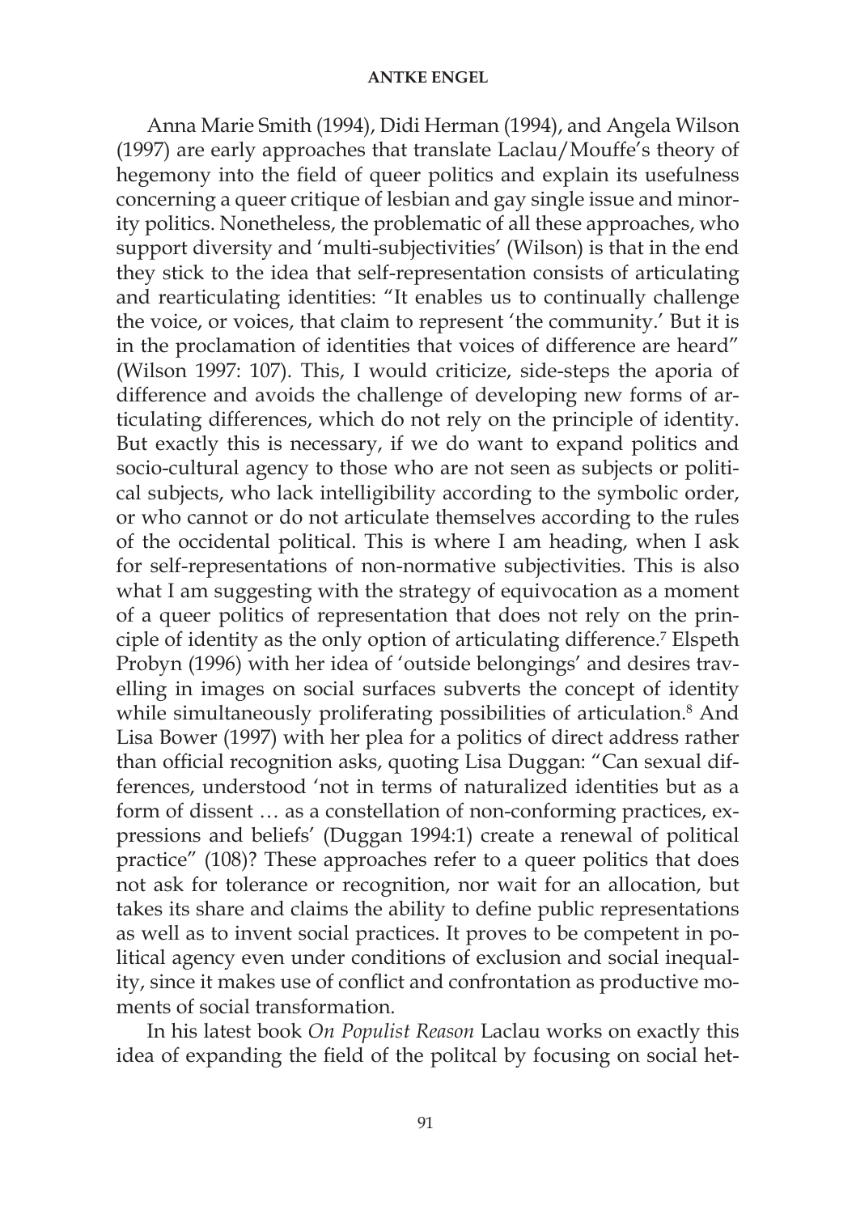Anna Marie Smith (1994), Didi Herman (1994), and Angela Wilson (1997) are early approaches that translate Laclau/Mouffe's theory of hegemony into the field of queer politics and explain its usefulness concerning a queer critique of lesbian and gay single issue and minority politics. Nonetheless, the problematic of all these approaches, who support diversity and 'multi-subjectivities' (Wilson) is that in the end they stick to the idea that self-representation consists of articulating and rearticulating identities: "It enables us to continually challenge the voice, or voices, that claim to represent 'the community.' But it is in the proclamation of identities that voices of difference are heard" (Wilson 1997: 107). This, I would criticize, side-steps the aporia of difference and avoids the challenge of developing new forms of articulating differences, which do not rely on the principle of identity. But exactly this is necessary, if we do want to expand politics and socio-cultural agency to those who are not seen as subjects or political subjects, who lack intelligibility according to the symbolic order, or who cannot or do not articulate themselves according to the rules of the occidental political. This is where I am heading, when I ask for self-representations of non-normative subjectivities. This is also what I am suggesting with the strategy of equivocation as a moment of a queer politics of representation that does not rely on the principle of identity as the only option of articulating difference.[7] Elspeth Probyn (1996) with her idea of 'outside belongings' and desires travelling in images on social surfaces subverts the concept of identity while simultaneously proliferating possibilities of articulation.[8] And Lisa Bower (1997) with her plea for a politics of direct address rather than official recognition asks, quoting Lisa Duggan: "Can sexual differences, understood 'not in terms of naturalized identities but as a form of dissent … as a constellation of non-conforming practices, expressions and beliefs' (Duggan 1994:1) create a renewal of political practice" (108)? These approaches refer to a queer politics that does not ask for tolerance or recognition, nor wait for an allocation, but takes its share and claims the ability to define public representations as well as to invent social practices. It proves to be competent in political agency even under conditions of exclusion and social inequality, since it makes use of conflict and confrontation as productive moments of social transformation.

In his latest book *On Populist Reason* Laclau works on exactly this idea of expanding the field of the politcal by focusing on social het-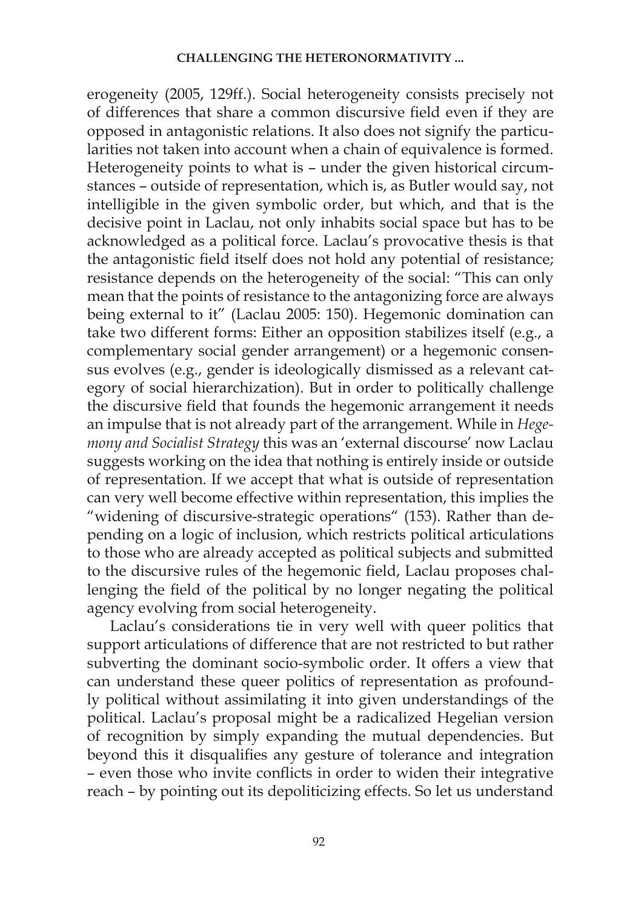erogeneity (2005, 129ff.). Social heterogeneity consists precisely not of differences that share a common discursive field even if they are opposed in antagonistic relations. It also does not signify the particularities not taken into account when a chain of equivalence is formed. Heterogeneity points to what is – under the given historical circumstances – outside of representation, which is, as Butler would say, not intelligible in the given symbolic order, but which, and that is the decisive point in Laclau, not only inhabits social space but has to be acknowledged as a political force. Laclau's provocative thesis is that the antagonistic field itself does not hold any potential of resistance; resistance depends on the heterogeneity of the social: "This can only mean that the points of resistance to the antagonizing force are always being external to it" (Laclau 2005: 150). Hegemonic domination can take two different forms: Either an opposition stabilizes itself (e.g., a complementary social gender arrangement) or a hegemonic consensus evolves (e.g., gender is ideologically dismissed as a relevant category of social hierarchization). But in order to politically challenge the discursive field that founds the hegemonic arrangement it needs an impulse that is not already part of the arrangement. While in *Hegemony and Socialist Strategy* this was an 'external discourse' now Laclau suggests working on the idea that nothing is entirely inside or outside of representation. If we accept that what is outside of representation can very well become effective within representation, this implies the "widening of discursive-strategic operations" (153). Rather than depending on a logic of inclusion, which restricts political articulations to those who are already accepted as political subjects and submitted to the discursive rules of the hegemonic field, Laclau proposes challenging the field of the political by no longer negating the political agency evolving from social heterogeneity.

Laclau's considerations tie in very well with queer politics that support articulations of difference that are not restricted to but rather subverting the dominant socio-symbolic order. It offers a view that can understand these queer politics of representation as profoundly political without assimilating it into given understandings of the political. Laclau's proposal might be a radicalized Hegelian version of recognition by simply expanding the mutual dependencies. But beyond this it disqualifies any gesture of tolerance and integration – even those who invite conflicts in order to widen their integrative reach – by pointing out its depoliticizing effects. So let us understand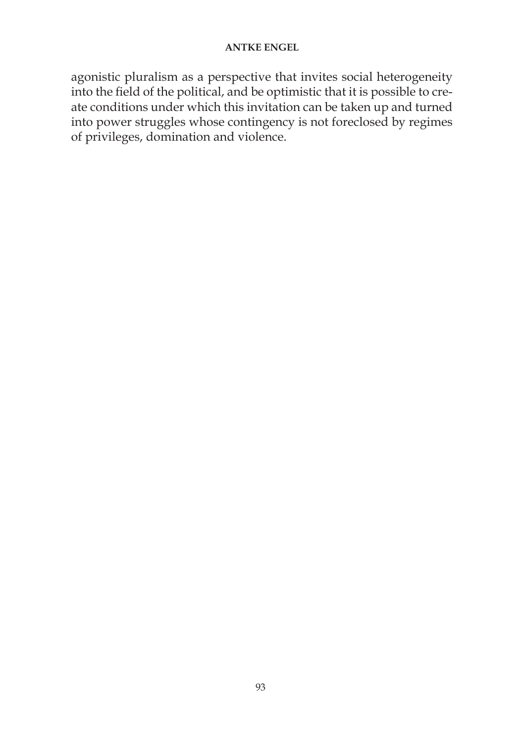agonistic pluralism as a perspective that invites social heterogeneity into the field of the political, and be optimistic that it is possible to create conditions under which this invitation can be taken up and turned into power struggles whose contingency is not foreclosed by regimes of privileges, domination and violence.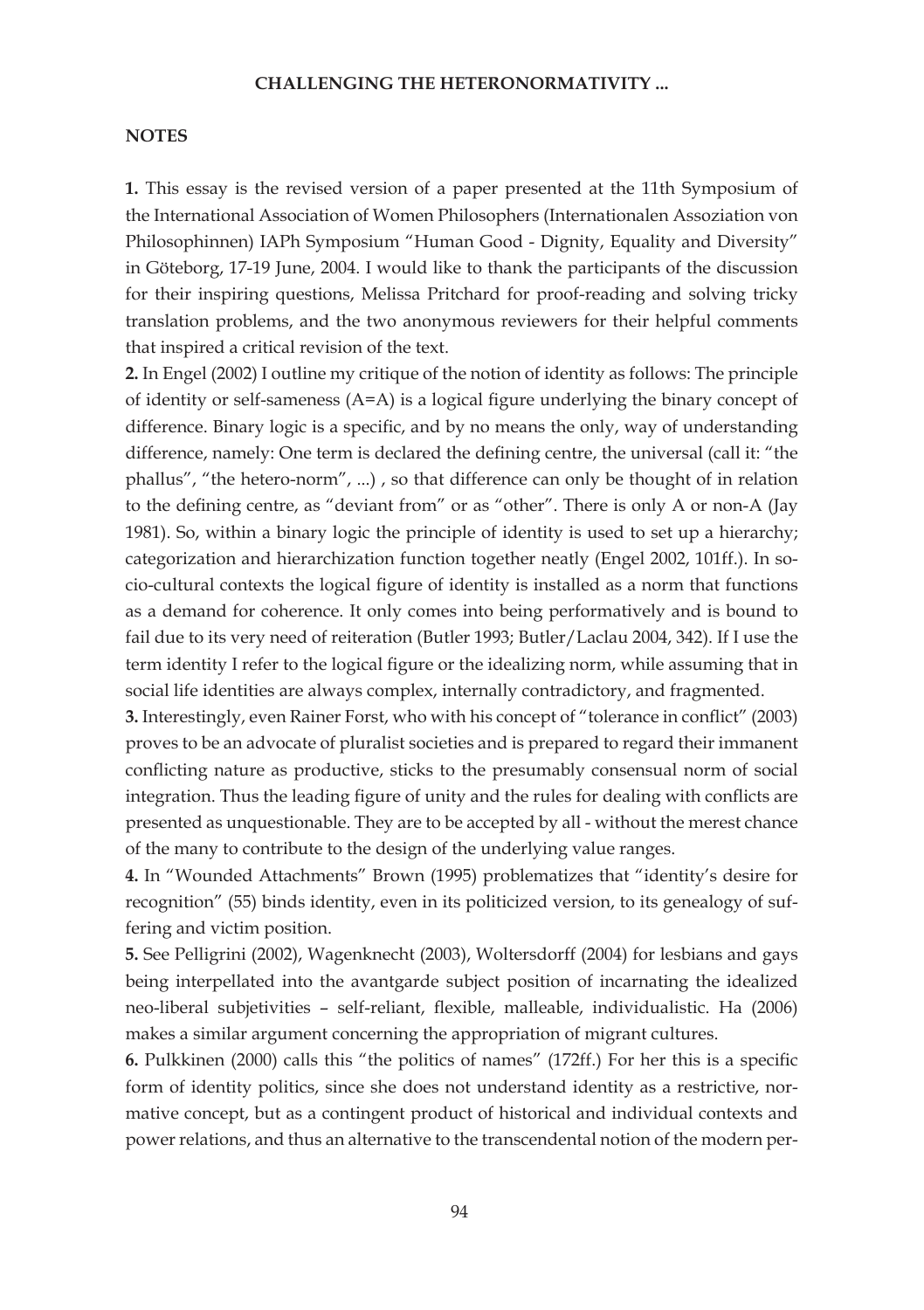## NOTES

**1.** This essay is the revised version of a paper presented at the 11th Symposium of the International Association of Women Philosophers (Internationalen Assoziation von Philosophinnen) IAPh Symposium "Human Good - Dignity, Equality and Diversity" in Göteborg, 17-19 June, 2004. I would like to thank the participants of the discussion for their inspiring questions, Melissa Pritchard for proof-reading and solving tricky translation problems, and the two anonymous reviewers for their helpful comments that inspired a critical revision of the text.

**2.** In Engel (2002) I outline my critique of the notion of identity as follows: The principle of identity or self-sameness (A=A) is a logical figure underlying the binary concept of difference. Binary logic is a specific, and by no means the only, way of understanding difference, namely: One term is declared the defining centre, the universal (call it: "the phallus", "the hetero-norm", ...) , so that difference can only be thought of in relation to the defining centre, as "deviant from" or as "other". There is only A or non-A (Jay 1981). So, within a binary logic the principle of identity is used to set up a hierarchy; categorization and hierarchization function together neatly (Engel 2002, 101ff.). In socio-cultural contexts the logical figure of identity is installed as a norm that functions as a demand for coherence. It only comes into being performatively and is bound to fail due to its very need of reiteration (Butler 1993; Butler/Laclau 2004, 342). If I use the term identity I refer to the logical figure or the idealizing norm, while assuming that in social life identities are always complex, internally contradictory, and fragmented.

**3.** Interestingly, even Rainer Forst, who with his concept of "tolerance in conflict" (2003) proves to be an advocate of pluralist societies and is prepared to regard their immanent conflicting nature as productive, sticks to the presumably consensual norm of social integration. Thus the leading figure of unity and the rules for dealing with conflicts are presented as unquestionable. They are to be accepted by all - without the merest chance of the many to contribute to the design of the underlying value ranges.

**4.** In "Wounded Attachments" Brown (1995) problematizes that "identity's desire for recognition" (55) binds identity, even in its politicized version, to its genealogy of suffering and victim position.

**5.** See Pelligrini (2002), Wagenknecht (2003), Woltersdorff (2004) for lesbians and gays being interpellated into the avantgarde subject position of incarnating the idealized neo-liberal subjetivities – self-reliant, flexible, malleable, individualistic. Ha (2006) makes a similar argument concerning the appropriation of migrant cultures.

**6.** Pulkkinen (2000) calls this "the politics of names" (172ff.) For her this is a specific form of identity politics, since she does not understand identity as a restrictive, normative concept, but as a contingent product of historical and individual contexts and power relations, and thus an alternative to the transcendental notion of the modern per-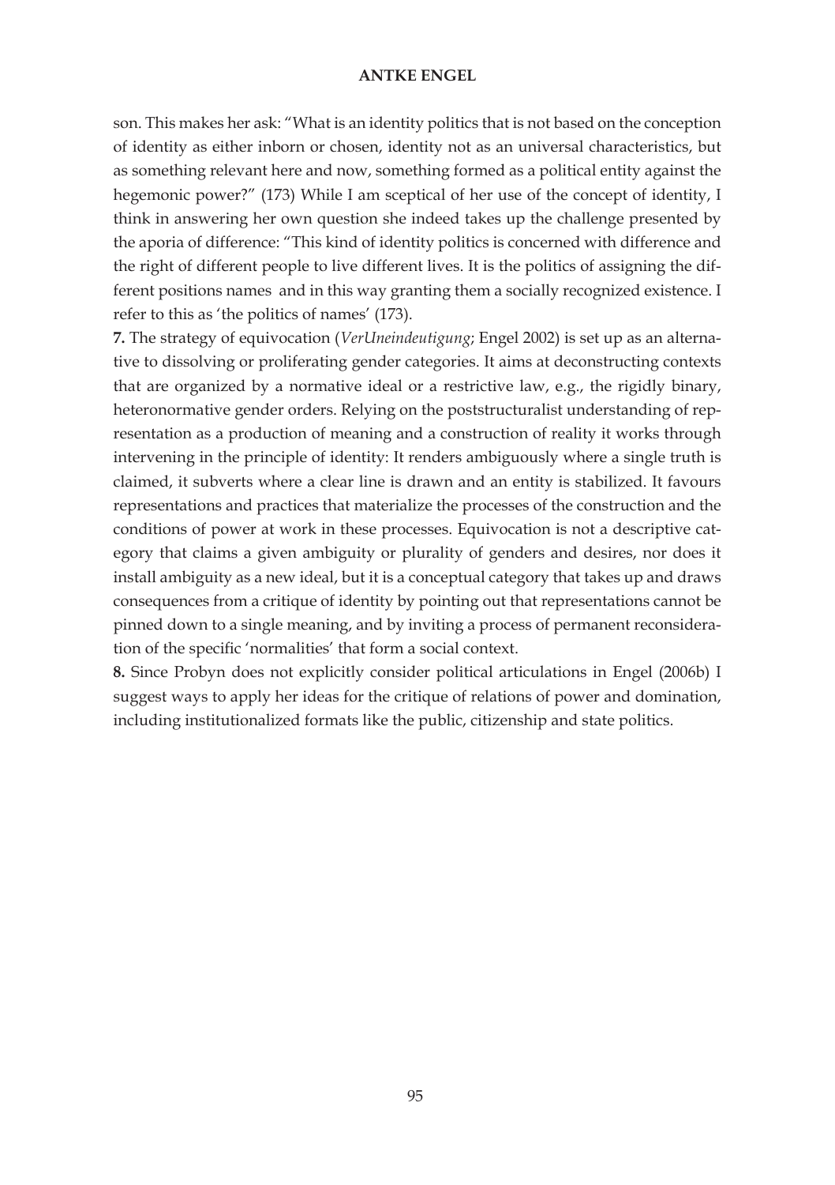son. This makes her ask: "What is an identity politics that is not based on the conception of identity as either inborn or chosen, identity not as an universal characteristics, but as something relevant here and now, something formed as a political entity against the hegemonic power?" (173) While I am sceptical of her use of the concept of identity, I think in answering her own question she indeed takes up the challenge presented by the aporia of difference: "This kind of identity politics is concerned with difference and the right of different people to live different lives. It is the politics of assigning the different positions names  and in this way granting them a socially recognized existence. I refer to this as 'the politics of names' (173).

**7.** The strategy of equivocation (*VerUneindeutigung*; Engel 2002) is set up as an alternative to dissolving or proliferating gender categories. It aims at deconstructing contexts that are organized by a normative ideal or a restrictive law, e.g., the rigidly binary, heteronormative gender orders. Relying on the poststructuralist understanding of representation as a production of meaning and a construction of reality it works through intervening in the principle of identity: It renders ambiguously where a single truth is claimed, it subverts where a clear line is drawn and an entity is stabilized. It favours representations and practices that materialize the processes of the construction and the conditions of power at work in these processes. Equivocation is not a descriptive category that claims a given ambiguity or plurality of genders and desires, nor does it install ambiguity as a new ideal, but it is a conceptual category that takes up and draws consequences from a critique of identity by pointing out that representations cannot be pinned down to a single meaning, and by inviting a process of permanent reconsideration of the specific 'normalities' that form a social context.

**8.** Since Probyn does not explicitly consider political articulations in Engel (2006b) I suggest ways to apply her ideas for the critique of relations of power and domination, including institutionalized formats like the public, citizenship and state politics.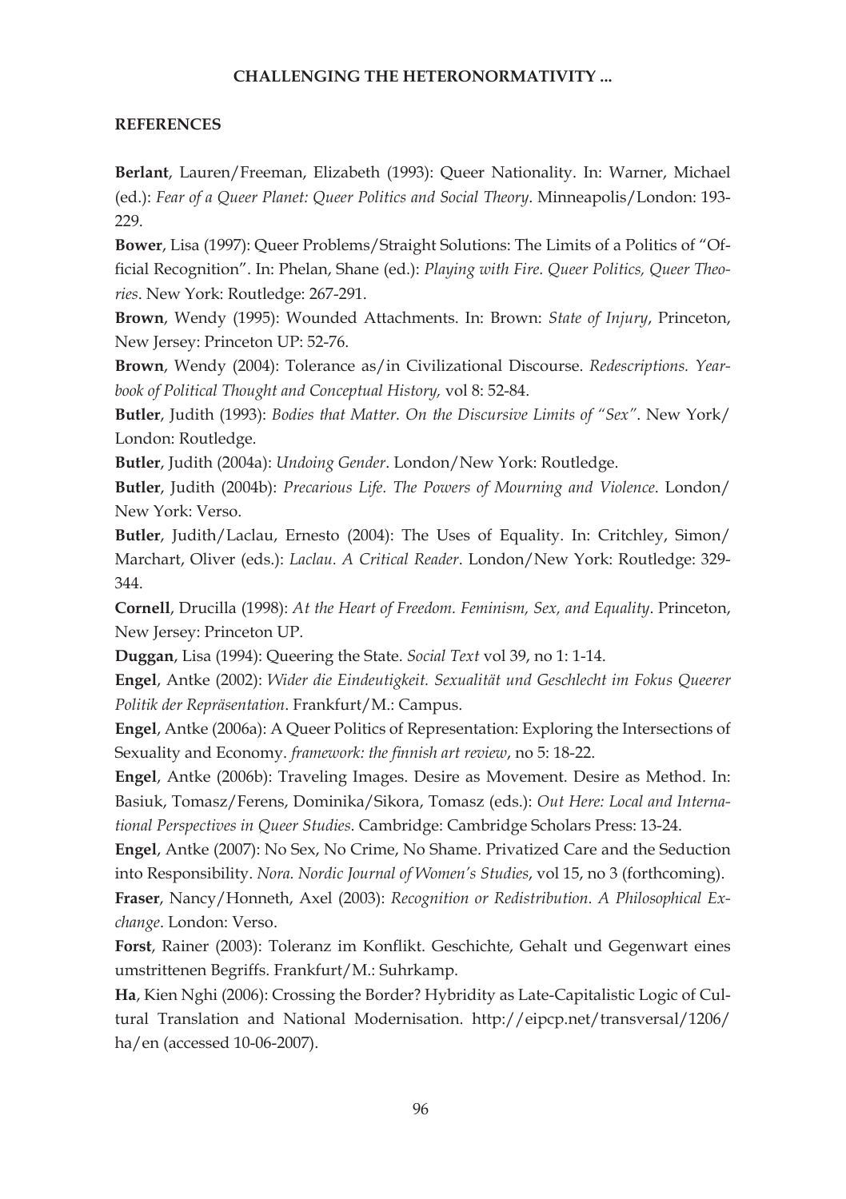## REFERENCES

**Berlant**, Lauren/Freeman, Elizabeth (1993): Queer Nationality. In: Warner, Michael (ed.): *Fear of a Queer Planet: Queer Politics and Social Theory*. Minneapolis/London: 193-229.

**Bower**, Lisa (1997): Queer Problems/Straight Solutions: The Limits of a Politics of "Official Recognition". In: Phelan, Shane (ed.): *Playing with Fire. Queer Politics, Queer Theories*. New York: Routledge: 267-291.

**Brown**, Wendy (1995): Wounded Attachments. In: Brown: *State of Injury*, Princeton, New Jersey: Princeton UP: 52-76.

**Brown**, Wendy (2004): Tolerance as/in Civilizational Discourse. *Redescriptions. Yearbook of Political Thought and Conceptual History,* vol 8: 52-84.

**Butler**, Judith (1993): *Bodies that Matter. On the Discursive Limits of "Sex"*. New York/London: Routledge.

**Butler**, Judith (2004a): *Undoing Gender*. London/New York: Routledge.

**Butler**, Judith (2004b): *Precarious Life. The Powers of Mourning and Violence*. London/New York: Verso.

**Butler**, Judith/Laclau, Ernesto (2004): The Uses of Equality. In: Critchley, Simon/Marchart, Oliver (eds.): *Laclau. A Critical Reader*. London/New York: Routledge: 329-344.

**Cornell**, Drucilla (1998): *At the Heart of Freedom. Feminism, Sex, and Equality*. Princeton, New Jersey: Princeton UP.

**Duggan**, Lisa (1994): Queering the State. *Social Text* vol 39, no 1: 1-14.

**Engel**, Antke (2002): *Wider die Eindeutigkeit. Sexualität und Geschlecht im Fokus Queerer Politik der Repräsentation*. Frankfurt/M.: Campus.

**Engel**, Antke (2006a): A Queer Politics of Representation: Exploring the Intersections of Sexuality and Economy. *framework: the finnish art review*, no 5: 18-22.

**Engel**, Antke (2006b): Traveling Images. Desire as Movement. Desire as Method. In: Basiuk, Tomasz/Ferens, Dominika/Sikora, Tomasz (eds.): *Out Here: Local and International Perspectives in Queer Studies*. Cambridge: Cambridge Scholars Press: 13-24.

**Engel**, Antke (2007): No Sex, No Crime, No Shame. Privatized Care and the Seduction into Responsibility. *Nora. Nordic Journal of Women's Studies*, vol 15, no 3 (forthcoming).

**Fraser**, Nancy/Honneth, Axel (2003): *Recognition or Redistribution. A Philosophical Exchange*. London: Verso.

**Forst**, Rainer (2003): Toleranz im Konflikt. Geschichte, Gehalt und Gegenwart eines umstrittenen Begriffs. Frankfurt/M.: Suhrkamp.

**Ha**, Kien Nghi (2006): Crossing the Border? Hybridity as Late-Capitalistic Logic of Cultural Translation and National Modernisation. http://eipcp.net/transversal/1206/ha/en (accessed 10-06-2007).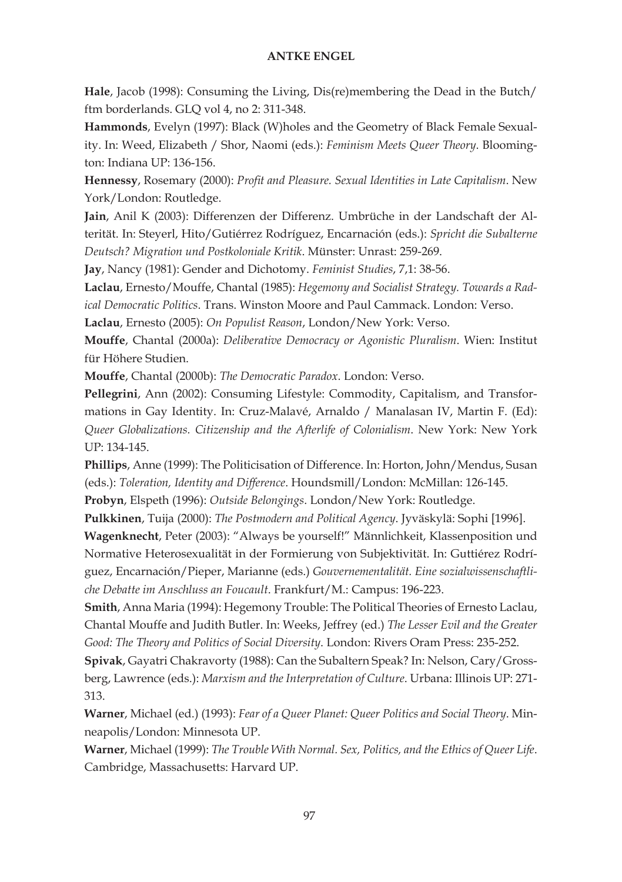**Hale**, Jacob (1998): Consuming the Living, Dis(re)membering the Dead in the Butch/ftm borderlands. GLQ vol 4, no 2: 311-348.

**Hammonds**, Evelyn (1997): Black (W)holes and the Geometry of Black Female Sexuality. In: Weed, Elizabeth / Shor, Naomi (eds.): *Feminism Meets Queer Theory*. Bloomington: Indiana UP: 136-156.

**Hennessy**, Rosemary (2000): *Profit and Pleasure. Sexual Identities in Late Capitalism*. New York/London: Routledge.

**Jain**, Anil K (2003): Differenzen der Differenz. Umbrüche in der Landschaft der Alterität. In: Steyerl, Hito/Gutiérrez Rodríguez, Encarnación (eds.): *Spricht die Subalterne Deutsch? Migration und Postkoloniale Kritik*. Münster: Unrast: 259-269.

**Jay**, Nancy (1981): Gender and Dichotomy. *Feminist Studies*, 7,1: 38-56.

**Laclau**, Ernesto/Mouffe, Chantal (1985): *Hegemony and Socialist Strategy. Towards a Radical Democratic Politics*. Trans. Winston Moore and Paul Cammack. London: Verso.

**Laclau**, Ernesto (2005): *On Populist Reason*, London/New York: Verso.

**Mouffe**, Chantal (2000a): *Deliberative Democracy or Agonistic Pluralism*. Wien: Institut für Höhere Studien.

**Mouffe**, Chantal (2000b): *The Democratic Paradox*. London: Verso.

**Pellegrini**, Ann (2002): Consuming Lifestyle: Commodity, Capitalism, and Transformations in Gay Identity. In: Cruz-Malavé, Arnaldo / Manalasan IV, Martin F. (Ed): *Queer Globalizations. Citizenship and the Afterlife of Colonialism*. New York: New York UP: 134-145.

**Phillips**, Anne (1999): The Politicisation of Difference. In: Horton, John/Mendus, Susan (eds.): *Toleration, Identity and Difference*. Houndsmill/London: McMillan: 126-145.

**Probyn**, Elspeth (1996): *Outside Belongings*. London/New York: Routledge.

**Pulkkinen**, Tuija (2000): *The Postmodern and Political Agency*. Jyväskylä: Sophi [1996].

**Wagenknecht**, Peter (2003): "Always be yourself!" Männlichkeit, Klassenposition und Normative Heterosexualität in der Formierung von Subjektivität. In: Guttiérez Rodríguez, Encarnación/Pieper, Marianne (eds.) *Gouvernementalität. Eine sozialwissenschaftliche Debatte im Anschluss an Foucault*. Frankfurt/M.: Campus: 196-223.

**Smith**, Anna Maria (1994): Hegemony Trouble: The Political Theories of Ernesto Laclau, Chantal Mouffe and Judith Butler. In: Weeks, Jeffrey (ed.) *The Lesser Evil and the Greater Good: The Theory and Politics of Social Diversity*. London: Rivers Oram Press: 235-252.

**Spivak**, Gayatri Chakravorty (1988): Can the Subaltern Speak? In: Nelson, Cary/Grossberg, Lawrence (eds.): *Marxism and the Interpretation of Culture*. Urbana: Illinois UP: 271-313.

**Warner**, Michael (ed.) (1993): *Fear of a Queer Planet: Queer Politics and Social Theory*. Minneapolis/London: Minnesota UP.

**Warner**, Michael (1999): *The Trouble With Normal. Sex, Politics, and the Ethics of Queer Life*. Cambridge, Massachusetts: Harvard UP.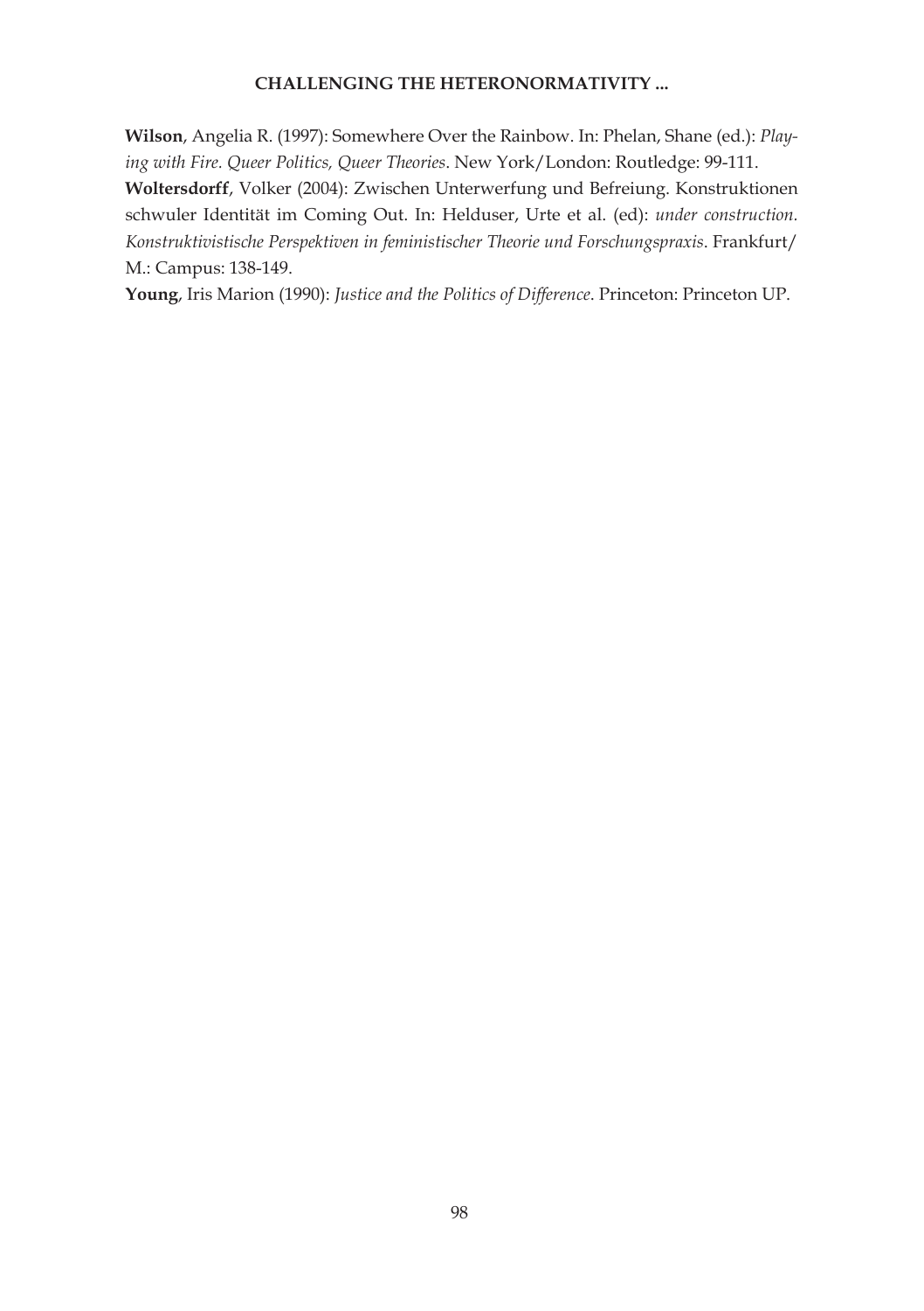**Wilson**, Angelia R. (1997): Somewhere Over the Rainbow. In: Phelan, Shane (ed.): *Playing with Fire. Queer Politics, Queer Theories*. New York/London: Routledge: 99-111.

**Woltersdorff**, Volker (2004): Zwischen Unterwerfung und Befreiung. Konstruktionen schwuler Identität im Coming Out. In: Helduser, Urte et al. (ed): *under construction. Konstruktivistische Perspektiven in feministischer Theorie und Forschungspraxis*. Frankfurt/M.: Campus: 138-149.

**Young**, Iris Marion (1990): *Justice and the Politics of Difference*. Princeton: Princeton UP.